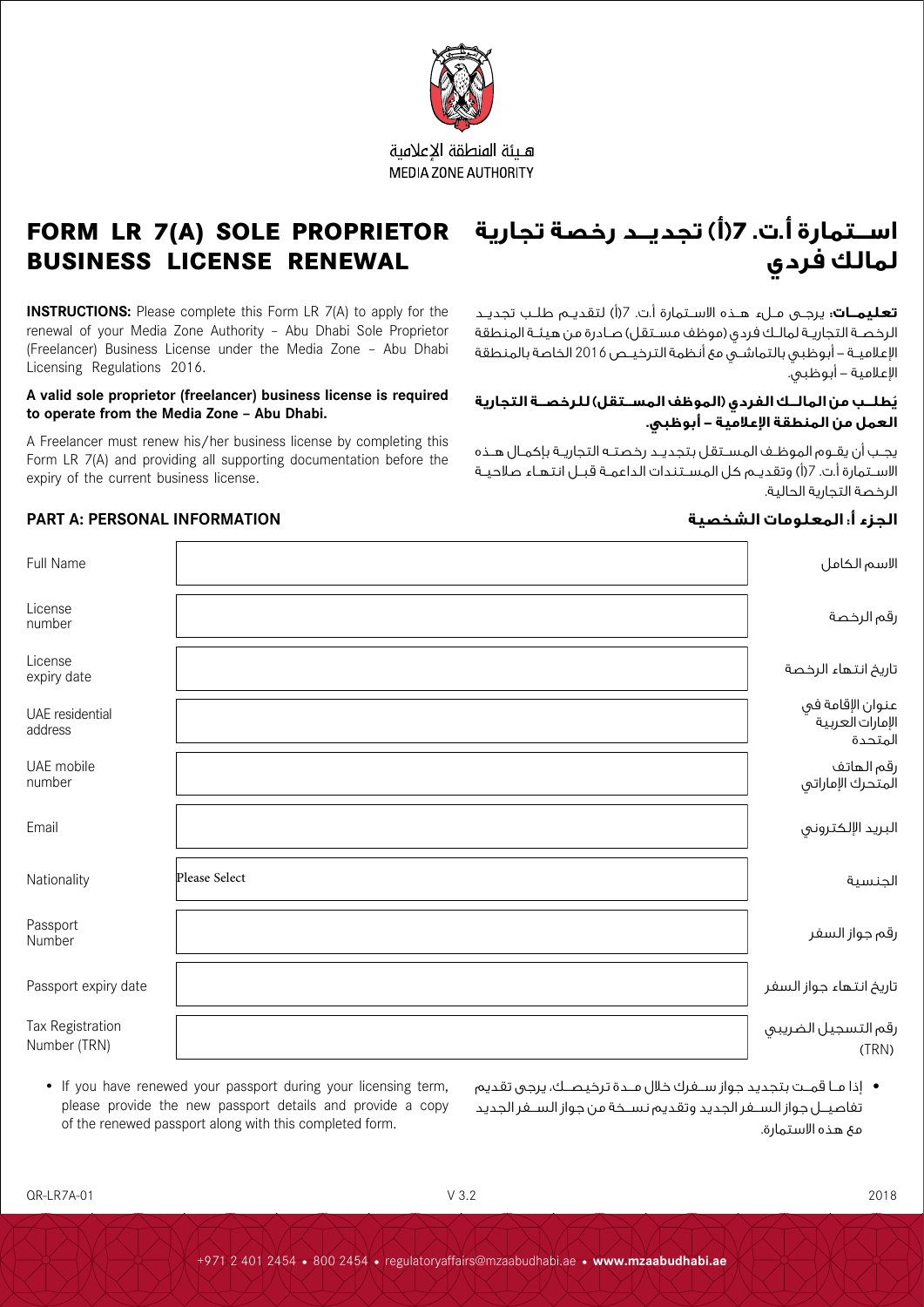هيئة المنطقة الإعلامية
MEDIA ZONE AUTHORITY

# FORM LR 7(A) SOLE PROPRIETOR BUSINESS LICENSE RENEWAL

# استمارة أ.ت. 7(أ) تجديد رخصة تجارية لمالك فردي

**INSTRUCTIONS:** Please complete this Form LR 7(A) to apply for the renewal of your Media Zone Authority – Abu Dhabi Sole Proprietor (Freelancer) Business License under the Media Zone – Abu Dhabi Licensing Regulations 2016.

**A valid sole proprietor (freelancer) business license is required to operate from the Media Zone – Abu Dhabi.**

A Freelancer must renew his/her business license by completing this Form LR 7(A) and providing all supporting documentation before the expiry of the current business license.

**تعليمات:** يرجى ملء هذه الاستمارة أ.ت. 7(أ) لتقديم طلب تجديد الرخصة التجارية لمالك فردي (موظف مستقل) صادرة من هيئة المنطقة الإعلامية – أبوظبي بالتماشي مع أنظمة الترخيص 2016 الخاصة بالمنطقة الإعلامية – أبوظبي.

**يُطلب من المالك الفردي (الموظف المستقل) للرخصة التجارية العمل من المنطقة الإعلامية – أبوظبي.**

يجب أن يقوم الموظف المستقل بتجديد رخصته التجارية بإكمال هذه الاستمارة أ.ت. 7(أ) وتقديم كل المستندات الداعمة قبل انتهاء صلاحية الرخصة التجارية الحالية.

## PART A: PERSONAL INFORMATION / الجزء أ: المعلومات الشخصية

| Field | | الحقل |
|---|---|---|
| Full Name | | الاسم الكامل |
| License number | | رقم الرخصة |
| License expiry date | | تاريخ انتهاء الرخصة |
| UAE residential address | | عنوان الإقامة في الإمارات العربية المتحدة |
| UAE mobile number | | رقم الهاتف المتحرك الإماراتي |
| Email | | البريد الإلكتروني |
| Nationality | Please Select | الجنسية |
| Passport Number | | رقم جواز السفر |
| Passport expiry date | | تاريخ انتهاء جواز السفر |
| Tax Registration Number (TRN) | | رقم التسجيل الضريبي (TRN) |

- If you have renewed your passport during your licensing term, please provide the new passport details and provide a copy of the renewed passport along with this completed form.

- إذا ما قمت بتجديد جواز سفرك خلال مدة ترخيصك، يرجى تقديم تفاصيل جواز السفر الجديد وتقديم نسخة من جواز السفر الجديد مع هذه الاستمارة.

QR-LR7A-01 V 3.2 2018

+971 2 401 2454 • 800 2454 • regulatoryaffairs@mzaabudhabi.ae • **www.mzaabudhabi.ae**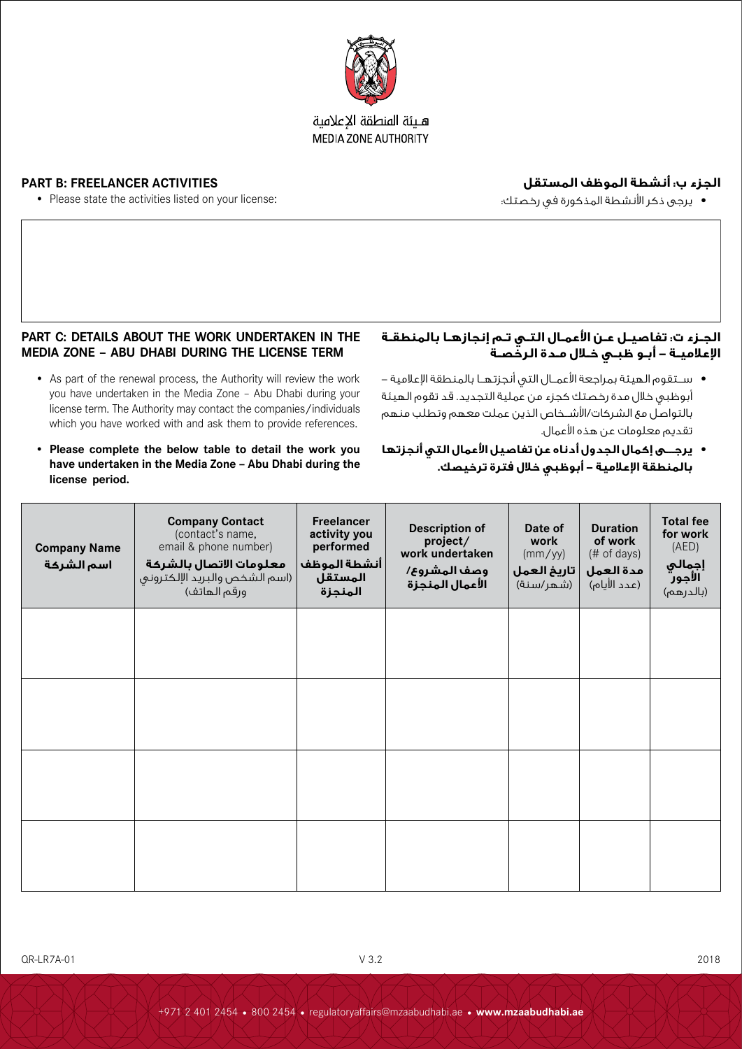هـيئة المنطقة الإعلامية
MEDIA ZONE AUTHORITY

## PART B: FREELANCER ACTIVITIES

## الجزء ب: أنشطة الموظف المستقل

- Please state the activities listed on your license:

- يرجى ذكر الأنشطة المذكورة في رخصتك:

## PART C: DETAILS ABOUT THE WORK UNDERTAKEN IN THE MEDIA ZONE – ABU DHABI DURING THE LICENSE TERM

## الجـزء ت: تفاصيـل عـن الأعمـال التـي تـم إنجازهـا بالمنطقـة الإعلاميـة – أبـو ظبـي خـلال مـدة الرخصـة

- As part of the renewal process, the Authority will review the work you have undertaken in the Media Zone – Abu Dhabi during your license term. The Authority may contact the companies/individuals which you have worked with and ask them to provide references.
- **Please complete the below table to detail the work you have undertaken in the Media Zone – Abu Dhabi during the license period.**

- سـتقوم الهيئة بمراجعة الأعمـال التي أنجزتهـا بالمنطقة الإعلامية – أبوظبي خلال مدة رخصتك كجزء من عملية التجديد. قد تقوم الهيئة بالتواصل مع الشركات/الأشـخاص الذين عملت معهم وتطلب منهم تقديم معلومات عن هذه الأعمال.
- **يرجـى إكمال الجدول أدناه عن تفاصيل الأعمال التي أنجزتها بالمنطقة الإعلامية – أبوظبي خلال فترة ترخيصك.**

| **Company Name** **اسم الشركة** | **Company Contact** (contact's name, email & phone number) **معلومات الاتصال بالشركة** (اسم الشخص والبريد الإلكتروني ورقم الهاتف) | **Freelancer activity you performed** **أنشطة الموظف المستقل المنجزة** | **Description of project/ work undertaken** **وصف المشروع/ الأعمال المنجزة** | **Date of work** (mm/yy) **تاريخ العمل** (شهر/سنة) | **Duration of work** (# of days) **مدة العمل** (عدد الأيام) | **Total fee for work** (AED) **إجمالي الأجور** (بالدرهم) |
|---|---|---|---|---|---|---|
| | | | | | | |
| | | | | | | |
| | | | | | | |
| | | | | | | |

QR-LR7A-01 V 3.2 2018

+971 2 401 2454 • 800 2454 • regulatoryaffairs@mzaabudhabi.ae • **www.mzaabudhabi.ae**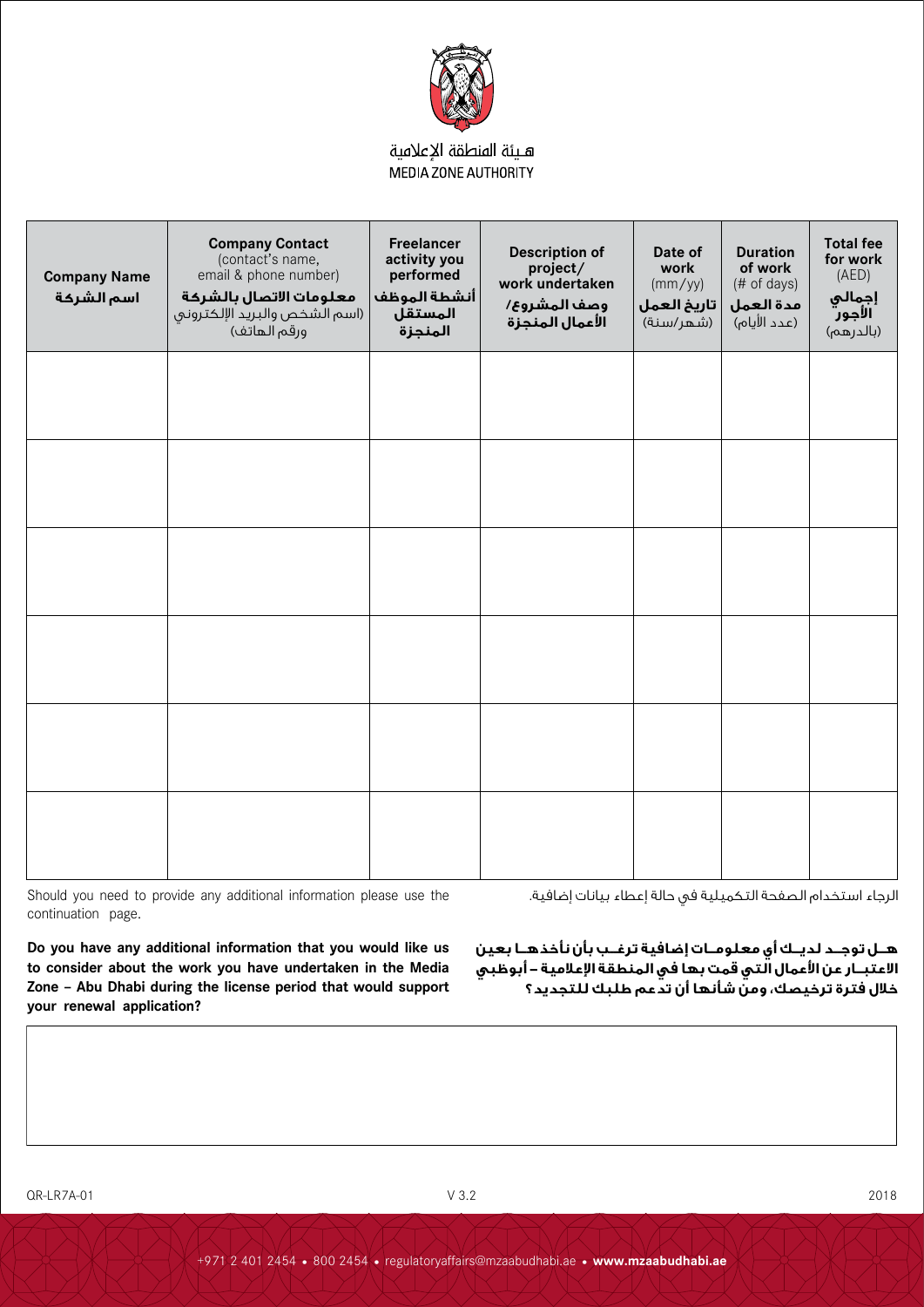هـيئة المنطقة الإعلامية
MEDIA ZONE AUTHORITY

| **Company Name** **اسم الشركة** | **Company Contact** (contact's name, email & phone number) **معلومات الاتصال بالشركة** (اسم الشخص والبريد الإلكتروني ورقم الهاتف) | **Freelancer activity you performed** **أنشطة الموظف المستقل المنجزة** | **Description of project/ work undertaken** **وصف المشروع/ الأعمال المنجزة** | **Date of work** (mm/yy) **تاريخ العمل** (شهر/سنة) | **Duration of work** (# of days) **مدة العمل** (عدد الأيام) | **Total fee for work** (AED) **إجمالي الأجور** (بالدرهم) |
|---|---|---|---|---|---|---|
| | | | | | | |
| | | | | | | |
| | | | | | | |
| | | | | | | |
| | | | | | | |
| | | | | | | |

Should you need to provide any additional information please use the continuation page.

الرجاء استخدام الصفحة التكميلية في حالة إعطاء بيانات إضافية.

**Do you have any additional information that you would like us to consider about the work you have undertaken in the Media Zone – Abu Dhabi during the license period that would support your renewal application?**

**هـل توجـد لديـك أي معلومـات إضافية ترغـب بأن نأخذهـا بعين الاعتبـار عن الأعمال التي قمت بها في المنطقة الإعلامية – أبوظبي خلال فترة ترخيصك، ومن شأنها أن تدعم طلبك للتجديد؟**

QR-LR7A-01 V 3.2 2018

+971 2 401 2454 • 800 2454 • regulatoryaffairs@mzaabudhabi.ae • **www.mzaabudhabi.ae**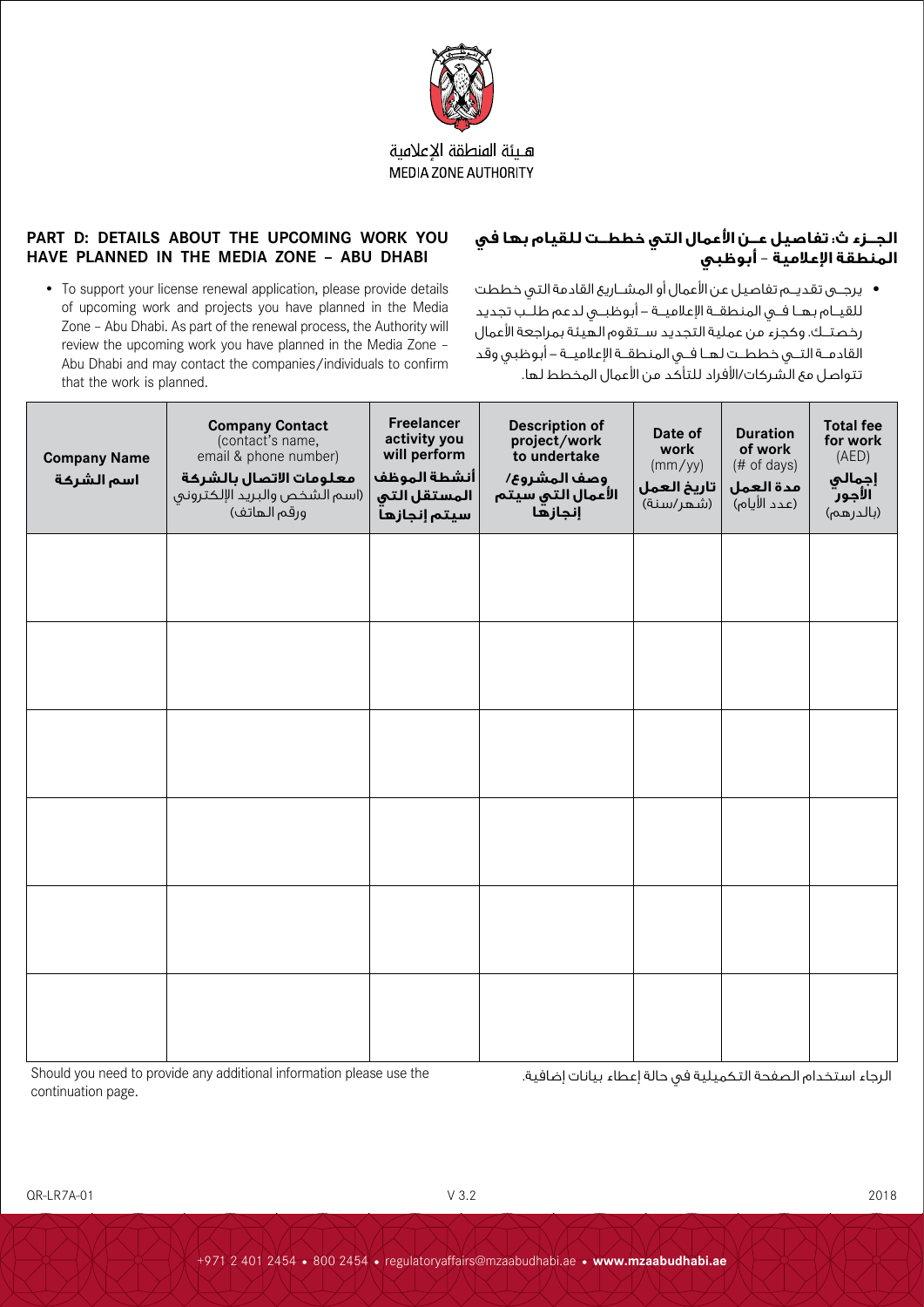هيئة المنطقة الإعلامية
MEDIA ZONE AUTHORITY

## PART D: DETAILS ABOUT THE UPCOMING WORK YOU HAVE PLANNED IN THE MEDIA ZONE – ABU DHABI

- To support your license renewal application, please provide details of upcoming work and projects you have planned in the Media Zone – Abu Dhabi. As part of the renewal process, the Authority will review the upcoming work you have planned in the Media Zone – Abu Dhabi and may contact the companies/individuals to confirm that the work is planned.

## الجزء ث: تفاصيل عن الأعمال التي خططت للقيام بها في المنطقة الإعلامية - أبوظبي

- يرجى تقديم تفاصيل عن الأعمال أو المشاريع القادمة التي خططت للقيام بها في المنطقة الإعلامية – أبوظبي لدعم طلب تجديد رخصتك. وكجزء من عملية التجديد ستقوم الهيئة بمراجعة الأعمال القادمة التي خططت لها في المنطقة الإعلامية – أبوظبي وقد تتواصل مع الشركات/الأفراد للتأكد من الأعمال المخطط لها.

| Company Name اسم الشركة | Company Contact (contact's name, email & phone number) معلومات الاتصال بالشركة (اسم الشخص والبريد الإلكتروني ورقم الهاتف) | Freelancer activity you will perform أنشطة الموظف المستقل التي سيتم إنجازها | Description of project/work to undertake وصف المشروع/ الأعمال التي سيتم إنجازها | Date of work (mm/yy) تاريخ العمل (شهر/سنة) | Duration of work (# of days) مدة العمل (عدد الأيام) | Total fee for work (AED) إجمالي الأجور (بالدرهم) |
|---|---|---|---|---|---|---|
| | | | | | | |
| | | | | | | |
| | | | | | | |
| | | | | | | |
| | | | | | | |
| | | | | | | |

Should you need to provide any additional information please use the continuation page.

الرجاء استخدام الصفحة التكميلية في حالة إعطاء بيانات إضافية.

QR-LR7A-01 V 3.2 2018

+971 2 401 2454 • 800 2454 • regulatoryaffairs@mzaabudhabi.ae • **www.mzaabudhabi.ae**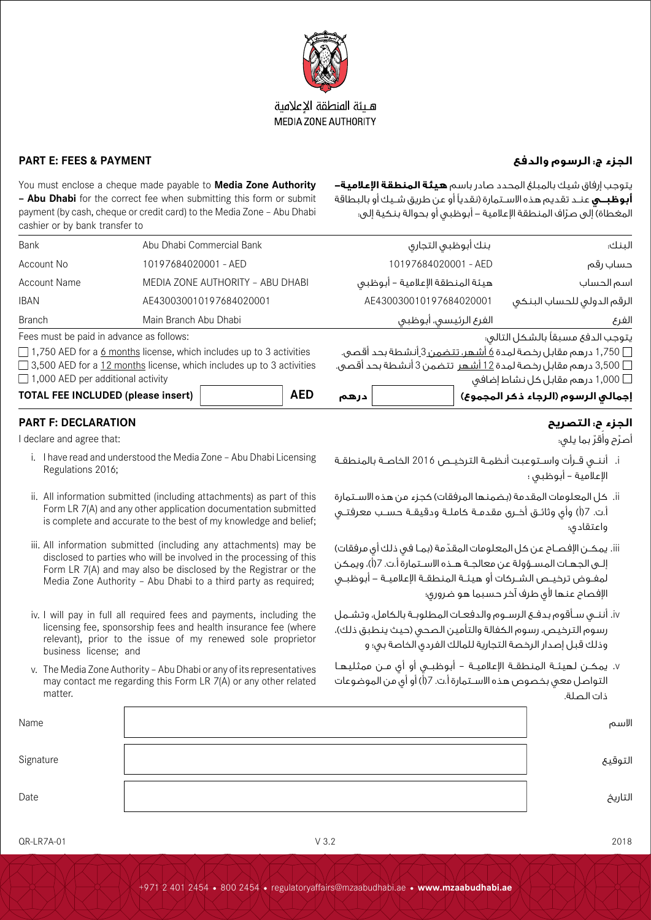هـيئة المنطقة الإعلامية
MEDIA ZONE AUTHORITY

## PART E: FEES & PAYMENT

## الجزء هـ: الرسوم والدفع

You must enclose a cheque made payable to **Media Zone Authority – Abu Dhabi** for the correct fee when submitting this form or submit payment (by cash, cheque or credit card) to the Media Zone – Abu Dhabi cashier or by bank transfer to

يتوجب إرفاق شيك بالمبلغ المحدد صادر باسم **هيئة المنطقة الإعلامية– أبوظبي** عند تقديم هذه الاستمارة (نقدياً أو عن طريق شيك أو بالبطاقة المغطاة) إلى صرّاف المنطقة الإعلامية – أبوظبي أو بحوالة بنكية إلى:

| | | | |
|---|---|---|---|
| Bank | Abu Dhabi Commercial Bank | بنك أبوظبي التجاري | البنك: |
| Account No | 10197684020001 - AED | 10197684020001 - AED | حساب رقم |
| Account Name | MEDIA ZONE AUTHORITY – ABU DHABI | هيئة المنطقة الإعلامية – أبوظبي | اسم الحساب |
| IBAN | AE430030010197684020001 | AE430030010197684020001 | الرقم الدولي للحساب البنكي |
| Branch | Main Branch Abu Dhabi | الفرع الرئيسي، أبوظبي | الفرع |

Fees must be paid in advance as follows:

- ☐ 1,750 AED for a 6 months license, which includes up to 3 activities
- ☐ 3,500 AED for a 12 months license, which includes up to 3 activities
- ☐ 1,000 AED per additional activity

يتوجب الدفع مسبقاً بالشكل التالي:

- ☐ 1,750 درهم مقابل رخصة لمدة 6 أشهر، تتضمن 3 أنشطة بحد أقصى.
- ☐ 3,500 درهم مقابل رخصة لمدة 12 أشهر تتضمن 3 أنشطة بحد أقصى.
- ☐ 1,000 درهم مقابل كل نشاط إضافي

**TOTAL FEE INCLUDED (please insert)** ________ **AED**

**إجمالي الرسوم (الرجاء ذكر المجموع)** ________ **درهم**

## PART F: DECLARATION

## الجزء و: التصريح

I declare and agree that:

i. I have read and understood the Media Zone – Abu Dhabi Licensing Regulations 2016;

ii. All information submitted (including attachments) as part of this Form LR 7(A) and any other application documentation submitted is complete and accurate to the best of my knowledge and belief;

iii. All information submitted (including any attachments) may be disclosed to parties who will be involved in the processing of this Form LR 7(A) and may also be disclosed by the Registrar or the Media Zone Authority – Abu Dhabi to a third party as required;

iv. I will pay in full all required fees and payments, including the licensing fee, sponsorship fees and health insurance fee (where relevant), prior to the issue of my renewed sole proprietor business license; and

v. The Media Zone Authority – Abu Dhabi or any of its representatives may contact me regarding this Form LR 7(A) or any other related matter.

أصرّح وأقرّ بما يلي:

i. أنني قرأت واستوعبت أنظمة الترخيص 2016 الخاصة بالمنطقة الإعلامية – أبوظبي ؛

ii. كل المعلومات المقدمة (بضمنها المرفقات) كجزء من هذه الاستمارة أ.ت. 7(أ) وأي وثائق أخرى مقدمة كاملة ودقيقة حسب معرفتي واعتقادي؛

iii. يمكن الإفصاح عن كل المعلومات المقدّمة (بما في ذلك أي مرفقات) إلى الجهات المسؤولة عن معالجة هذه الاستمارة أ.ت. 7(أ)، ويمكن لمفوض ترخيص الشركات أو هيئة المنطقة الإعلامية – أبوظبي الإفصاح عنها لأي طرف آخر حسبما هو ضروري؛

iv. أنني سأقوم بدفع الرسوم والدفعات المطلوبة بالكامل، وتشمل رسوم الترخيص، رسوم الكفالة والتأمين الصحي (حيث ينطبق ذلك)، وذلك قبل إصدار الرخصة التجارية للمالك الفردي الخاصة بي؛ و

v. يمكن لهيئة المنطقة الإعلامية – أبوظبي أو أي من ممثليها التواصل معي بخصوص هذه الاستمارة أ.ت. 7(أ) أو أي من الموضوعات ذات الصلة.

| | | |
|---|---|---|
| Name | | الاسم |
| Signature | | التوقيع |
| Date | | التاريخ |

QR-LR7A-01 V 3.2 2018

+971 2 401 2454 • 800 2454 • regulatoryaffairs@mzaabudhabi.ae • **www.mzaabudhabi.ae**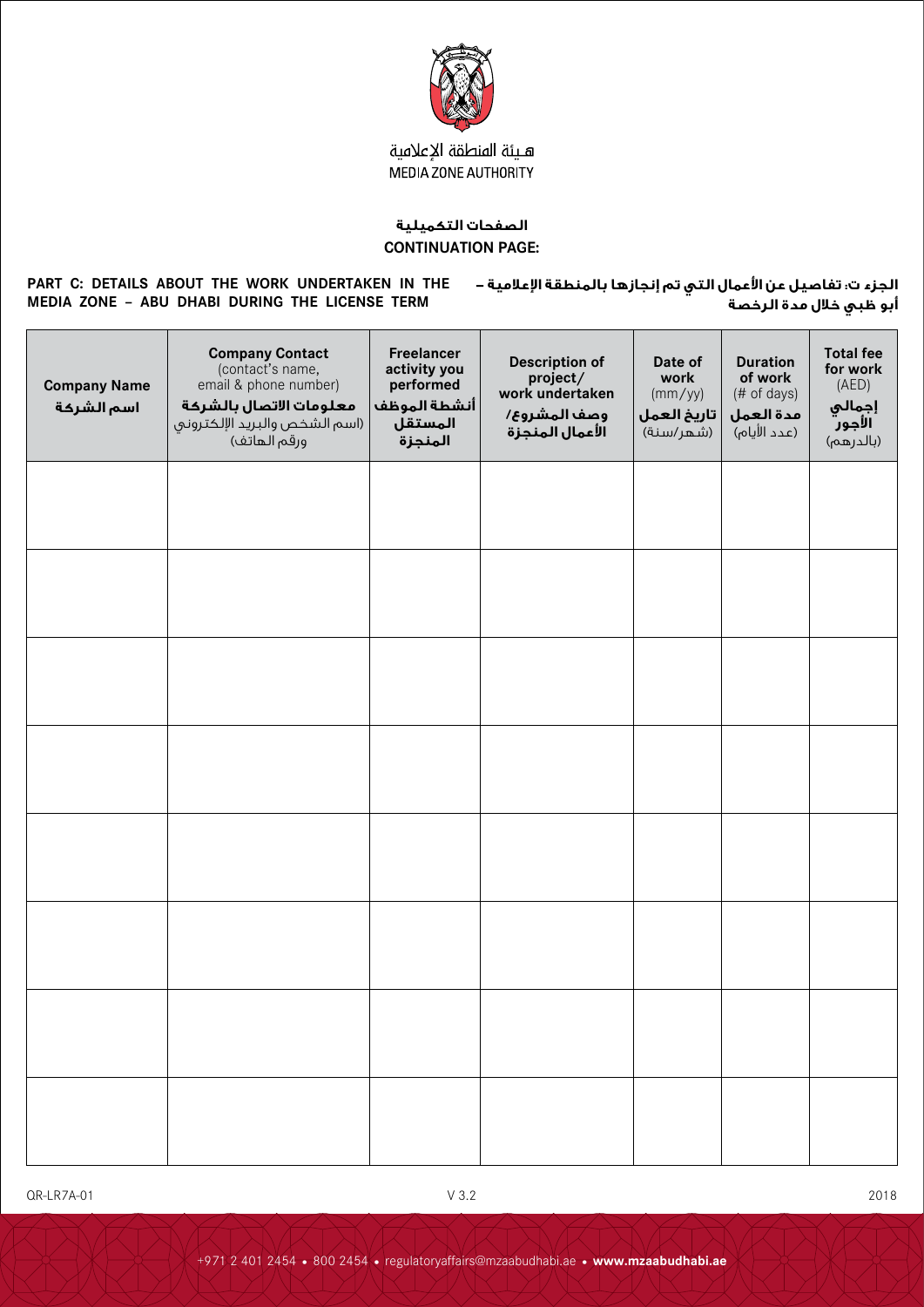هيئة المنطقة الإعلامية
MEDIA ZONE AUTHORITY

## الصفحات التكميلية
## CONTINUATION PAGE:

**PART C: DETAILS ABOUT THE WORK UNDERTAKEN IN THE MEDIA ZONE – ABU DHABI DURING THE LICENSE TERM**

**الجزء ت: تفاصيل عن الأعمال التي تم إنجازها بالمنطقة الإعلامية – أبو ظبي خلال مدة الرخصة**

| **Company Name** **اسم الشركة** | **Company Contact** (contact's name, email & phone number) **معلومات الاتصال بالشركة** (اسم الشخص والبريد الإلكتروني ورقم الهاتف) | **Freelancer activity you performed** **أنشطة الموظف المستقل المنجزة** | **Description of project/ work undertaken** **وصف المشروع/ الأعمال المنجزة** | **Date of work** (mm/yy) **تاريخ العمل** (شهر/سنة) | **Duration of work** (# of days) **مدة العمل** (عدد الأيام) | **Total fee for work** (AED) **إجمالي الأجور** (بالدرهم) |
|---|---|---|---|---|---|---|
| | | | | | | |
| | | | | | | |
| | | | | | | |
| | | | | | | |
| | | | | | | |
| | | | | | | |
| | | | | | | |
| | | | | | | |

QR-LR7A-01 V 3.2 2018

+971 2 401 2454 • 800 2454 • regulatoryaffairs@mzaabudhabi.ae • **www.mzaabudhabi.ae**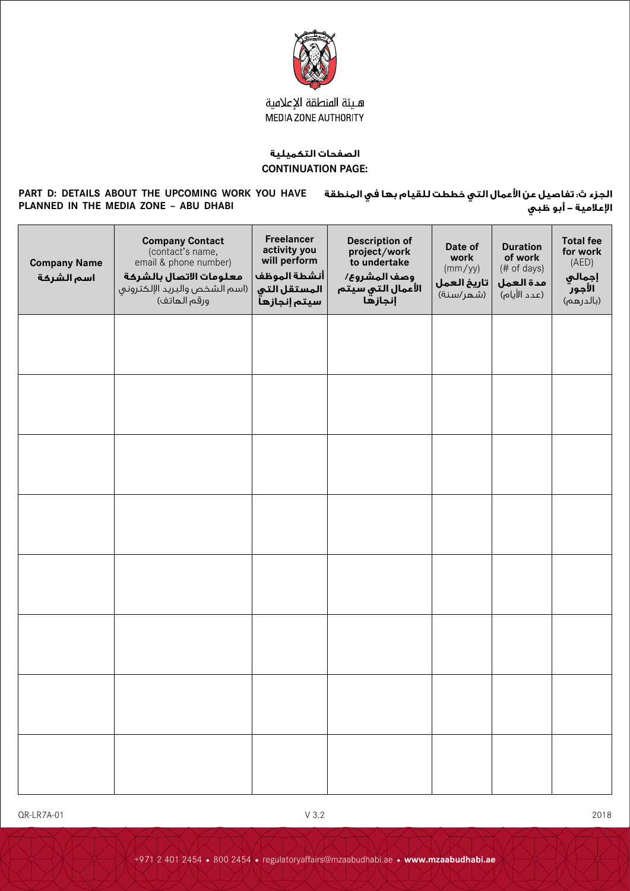هـيئة المنطقة الإعلامية
MEDIA ZONE AUTHORITY

## الصفحات التكميلية
## CONTINUATION PAGE:

**PART D: DETAILS ABOUT THE UPCOMING WORK YOU HAVE PLANNED IN THE MEDIA ZONE – ABU DHABI**

**الجزء ث: تفاصيل عن الأعمال التي خططت للقيام بها في المنطقة الإعلامية – أبو ظبي**

| **Company Name** **اسم الشركة** | **Company Contact** (contact's name, email & phone number) **معلومات الاتصال بالشركة** (اسم الشخص والبريد الإلكتروني ورقم الهاتف) | **Freelancer activity you will perform** **أنشطة الموظف المستقل التي سيتم إنجازها** | **Description of project/work to undertake** **وصف المشروع/ الأعمال التي سيتم إنجازها** | **Date of work** (mm/yy) **تاريخ العمل** (شهر/سنة) | **Duration of work** (# of days) **مدة العمل** (عدد الأيام) | **Total fee for work** (AED) **إجمالي الأجور** (بالدرهم) |
|---|---|---|---|---|---|---|
| | | | | | | |
| | | | | | | |
| | | | | | | |
| | | | | | | |
| | | | | | | |
| | | | | | | |
| | | | | | | |
| | | | | | | |

QR-LR7A-01 V 3.2 2018

+971 2 401 2454 • 800 2454 • regulatoryaffairs@mzaabudhabi.ae • **www.mzaabudhabi.ae**